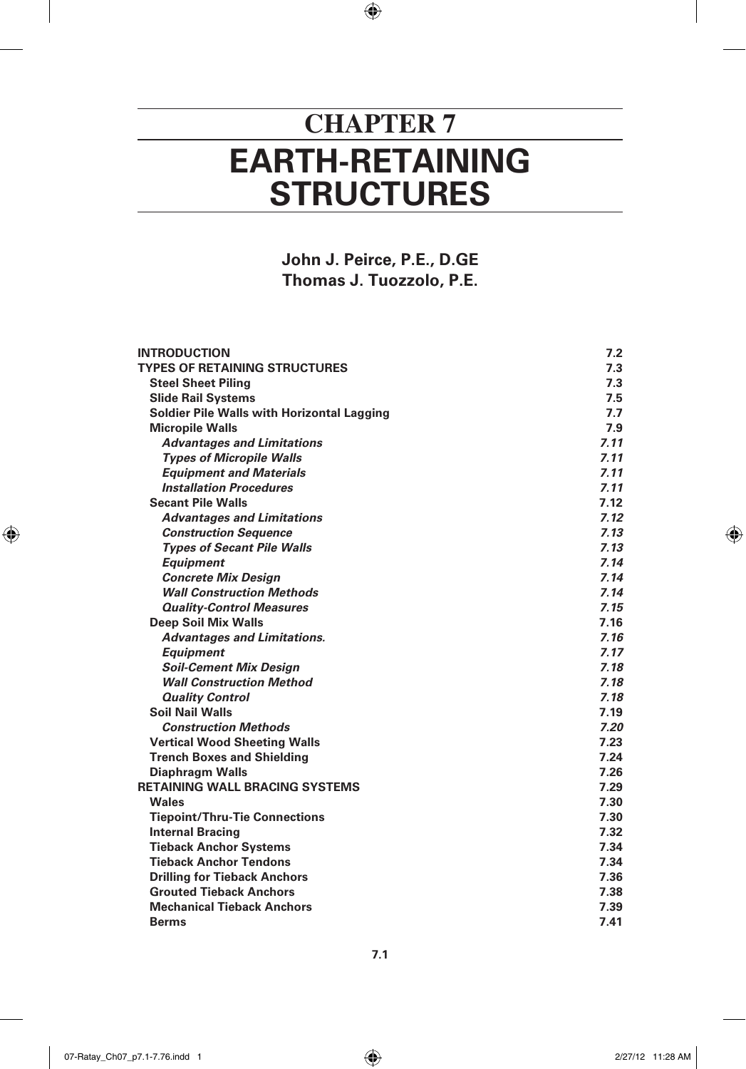# CHAPTER 7

# EARTH-RETAINING STRUCTURES

**John J. Peirce, P.E., D.GE**
**Thomas J. Tuozzolo, P.E.**

| | |
|---|---|
| **INTRODUCTION** | **7.2** |
| **TYPES OF RETAINING STRUCTURES** | **7.3** |
| **Steel Sheet Piling** | **7.3** |
| **Slide Rail Systems** | **7.5** |
| **Soldier Pile Walls with Horizontal Lagging** | **7.7** |
| **Micropile Walls** | **7.9** |
| ***Advantages and Limitations*** | ***7.11*** |
| ***Types of Micropile Walls*** | ***7.11*** |
| ***Equipment and Materials*** | ***7.11*** |
| ***Installation Procedures*** | ***7.11*** |
| **Secant Pile Walls** | **7.12** |
| ***Advantages and Limitations*** | ***7.12*** |
| ***Construction Sequence*** | ***7.13*** |
| ***Types of Secant Pile Walls*** | ***7.13*** |
| ***Equipment*** | ***7.14*** |
| ***Concrete Mix Design*** | ***7.14*** |
| ***Wall Construction Methods*** | ***7.14*** |
| ***Quality-Control Measures*** | ***7.15*** |
| **Deep Soil Mix Walls** | **7.16** |
| ***Advantages and Limitations.*** | ***7.16*** |
| ***Equipment*** | ***7.17*** |
| ***Soil-Cement Mix Design*** | ***7.18*** |
| ***Wall Construction Method*** | ***7.18*** |
| ***Quality Control*** | ***7.18*** |
| **Soil Nail Walls** | **7.19** |
| ***Construction Methods*** | ***7.20*** |
| **Vertical Wood Sheeting Walls** | **7.23** |
| **Trench Boxes and Shielding** | **7.24** |
| **Diaphragm Walls** | **7.26** |
| **RETAINING WALL BRACING SYSTEMS** | **7.29** |
| **Wales** | **7.30** |
| **Tiepoint/Thru-Tie Connections** | **7.30** |
| **Internal Bracing** | **7.32** |
| **Tieback Anchor Systems** | **7.34** |
| **Tieback Anchor Tendons** | **7.34** |
| **Drilling for Tieback Anchors** | **7.36** |
| **Grouted Tieback Anchors** | **7.38** |
| **Mechanical Tieback Anchors** | **7.39** |
| **Berms** | **7.41** |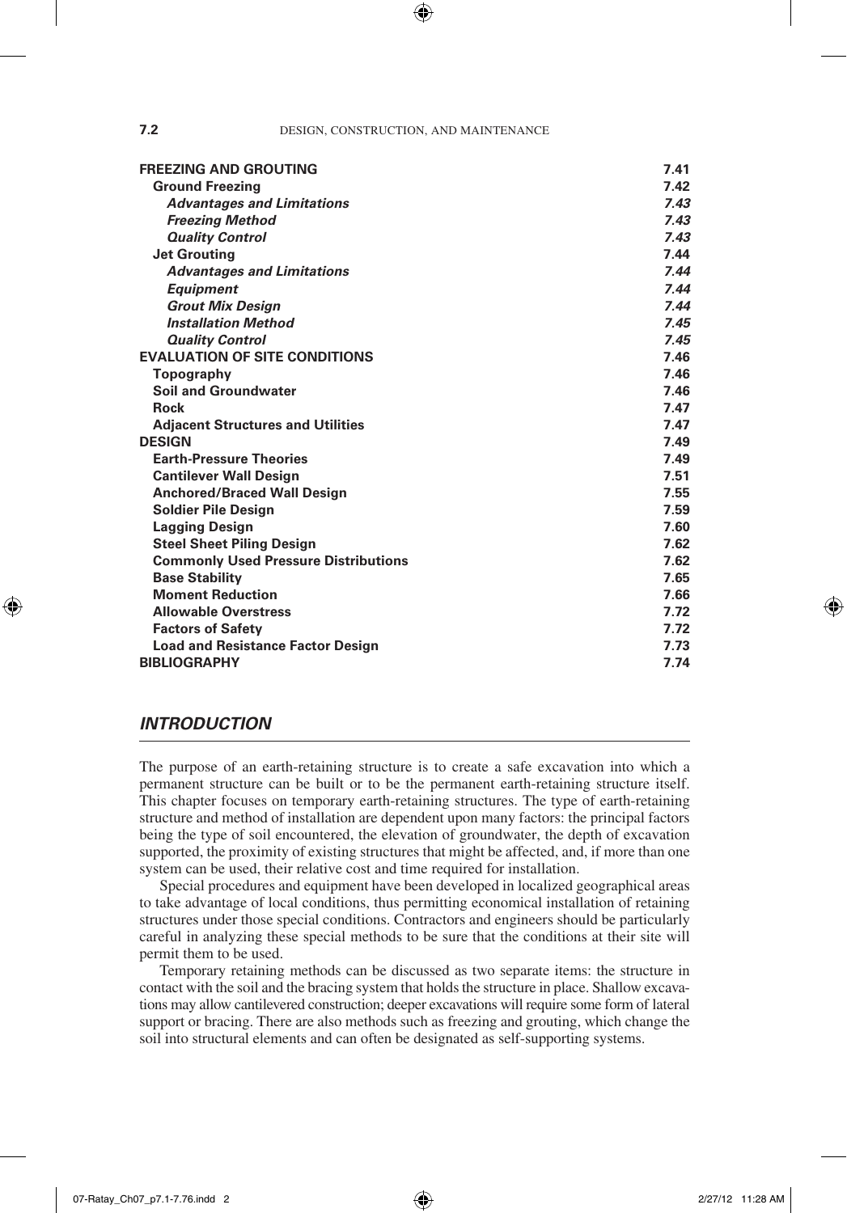| | |
|---|---|
| **FREEZING AND GROUTING** | **7.41** |
| **Ground Freezing** | **7.42** |
| ***Advantages and Limitations*** | ***7.43*** |
| ***Freezing Method*** | ***7.43*** |
| ***Quality Control*** | ***7.43*** |
| **Jet Grouting** | **7.44** |
| ***Advantages and Limitations*** | ***7.44*** |
| ***Equipment*** | ***7.44*** |
| ***Grout Mix Design*** | ***7.44*** |
| ***Installation Method*** | ***7.45*** |
| ***Quality Control*** | ***7.45*** |
| **EVALUATION OF SITE CONDITIONS** | **7.46** |
| **Topography** | **7.46** |
| **Soil and Groundwater** | **7.46** |
| **Rock** | **7.47** |
| **Adjacent Structures and Utilities** | **7.47** |
| **DESIGN** | **7.49** |
| **Earth-Pressure Theories** | **7.49** |
| **Cantilever Wall Design** | **7.51** |
| **Anchored/Braced Wall Design** | **7.55** |
| **Soldier Pile Design** | **7.59** |
| **Lagging Design** | **7.60** |
| **Steel Sheet Piling Design** | **7.62** |
| **Commonly Used Pressure Distributions** | **7.62** |
| **Base Stability** | **7.65** |
| **Moment Reduction** | **7.66** |
| **Allowable Overstress** | **7.72** |
| **Factors of Safety** | **7.72** |
| **Load and Resistance Factor Design** | **7.73** |
| **BIBLIOGRAPHY** | **7.74** |

## *INTRODUCTION*

The purpose of an earth-retaining structure is to create a safe excavation into which a permanent structure can be built or to be the permanent earth-retaining structure itself. This chapter focuses on temporary earth-retaining structures. The type of earth-retaining structure and method of installation are dependent upon many factors: the principal factors being the type of soil encountered, the elevation of groundwater, the depth of excavation supported, the proximity of existing structures that might be affected, and, if more than one system can be used, their relative cost and time required for installation.

Special procedures and equipment have been developed in localized geographical areas to take advantage of local conditions, thus permitting economical installation of retaining structures under those special conditions. Contractors and engineers should be particularly careful in analyzing these special methods to be sure that the conditions at their site will permit them to be used.

Temporary retaining methods can be discussed as two separate items: the structure in contact with the soil and the bracing system that holds the structure in place. Shallow excavations may allow cantilevered construction; deeper excavations will require some form of lateral support or bracing. There are also methods such as freezing and grouting, which change the soil into structural elements and can often be designated as self-supporting systems.